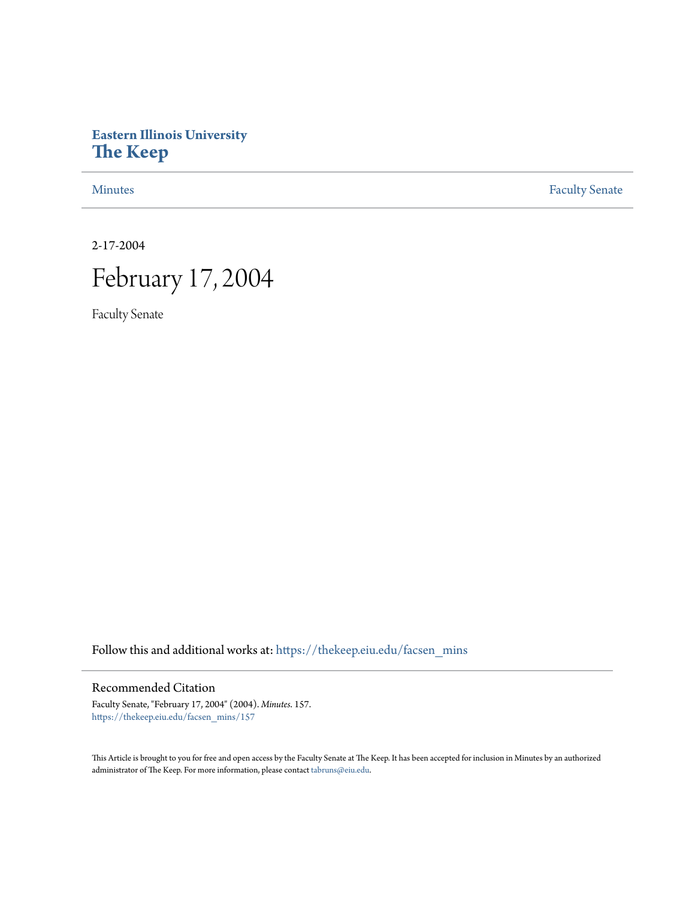Eastern Illinois University
# The Keep

Minutes | Faculty Senate

2-17-2004

# February 17, 2004

Faculty Senate

Follow this and additional works at: https://thekeep.eiu.edu/facsen_mins

## Recommended Citation

Faculty Senate, "February 17, 2004" (2004). *Minutes*. 157.
https://thekeep.eiu.edu/facsen_mins/157

This Article is brought to you for free and open access by the Faculty Senate at The Keep. It has been accepted for inclusion in Minutes by an authorized administrator of The Keep. For more information, please contact tabruns@eiu.edu.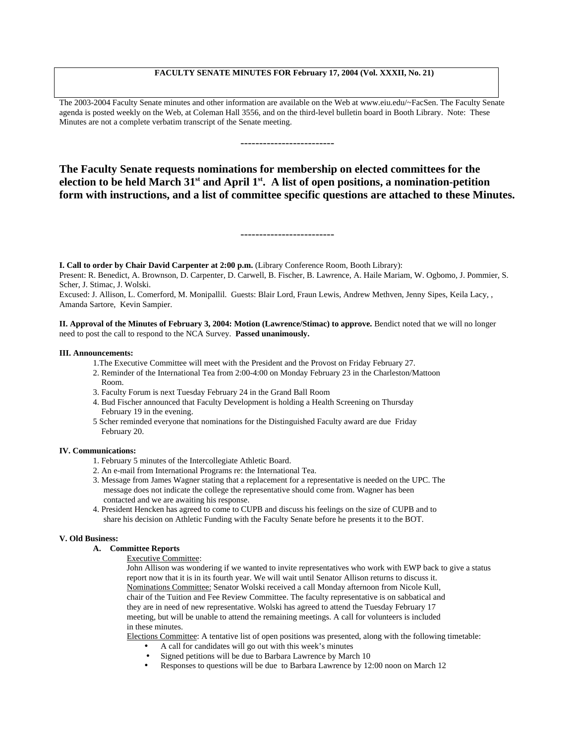**FACULTY SENATE MINUTES FOR February 17, 2004 (Vol. XXXII, No. 21)**

The 2003-2004 Faculty Senate minutes and other information are available on the Web at www.eiu.edu/~FacSen. The Faculty Senate agenda is posted weekly on the Web, at Coleman Hall 3556, and on the third-level bulletin board in Booth Library. Note: These Minutes are not a complete verbatim transcript of the Senate meeting.

-------------------------

**The Faculty Senate requests nominations for membership on elected committees for the election to be held March 31st and April 1st. A list of open positions, a nomination-petition form with instructions, and a list of committee specific questions are attached to these Minutes.**

-------------------------

**I. Call to order by Chair David Carpenter at 2:00 p.m.** (Library Conference Room, Booth Library):
Present: R. Benedict, A. Brownson, D. Carpenter, D. Carwell, B. Fischer, B. Lawrence, A. Haile Mariam, W. Ogbomo, J. Pommier, S. Scher, J. Stimac, J. Wolski.
Excused: J. Allison, L. Comerford, M. Monipallil. Guests: Blair Lord, Fraun Lewis, Andrew Methven, Jenny Sipes, Keila Lacy, , Amanda Sartore, Kevin Sampier.

**II. Approval of the Minutes of February 3, 2004: Motion (Lawrence/Stimac) to approve.** Bendict noted that we will no longer need to post the call to respond to the NCA Survey. **Passed unanimously.**

**III. Announcements:**

1. The Executive Committee will meet with the President and the Provost on Friday February 27.
2. Reminder of the International Tea from 2:00-4:00 on Monday February 23 in the Charleston/Mattoon Room.
3. Faculty Forum is next Tuesday February 24 in the Grand Ball Room
4. Bud Fischer announced that Faculty Development is holding a Health Screening on Thursday February 19 in the evening.
5. Scher reminded everyone that nominations for the Distinguished Faculty award are due Friday February 20.

**IV. Communications:**

1. February 5 minutes of the Intercollegiate Athletic Board.
2. An e-mail from International Programs re: the International Tea.
3. Message from James Wagner stating that a replacement for a representative is needed on the UPC. The message does not indicate the college the representative should come from. Wagner has been contacted and we are awaiting his response.
4. President Hencken has agreed to come to CUPB and discuss his feelings on the size of CUPB and to share his decision on Athletic Funding with the Faculty Senate before he presents it to the BOT.

**V. Old Business:**

**A. Committee Reports**

Executive Committee:
John Allison was wondering if we wanted to invite representatives who work with EWP back to give a status report now that it is in its fourth year. We will wait until Senator Allison returns to discuss it.

Nominations Committee: Senator Wolski received a call Monday afternoon from Nicole Kull, chair of the Tuition and Fee Review Committee. The faculty representative is on sabbatical and they are in need of new representative. Wolski has agreed to attend the Tuesday February 17 meeting, but will be unable to attend the remaining meetings. A call for volunteers is included in these minutes.

Elections Committee: A tentative list of open positions was presented, along with the following timetable:

- A call for candidates will go out with this week's minutes
- Signed petitions will be due to Barbara Lawrence by March 10
- Responses to questions will be due to Barbara Lawrence by 12:00 noon on March 12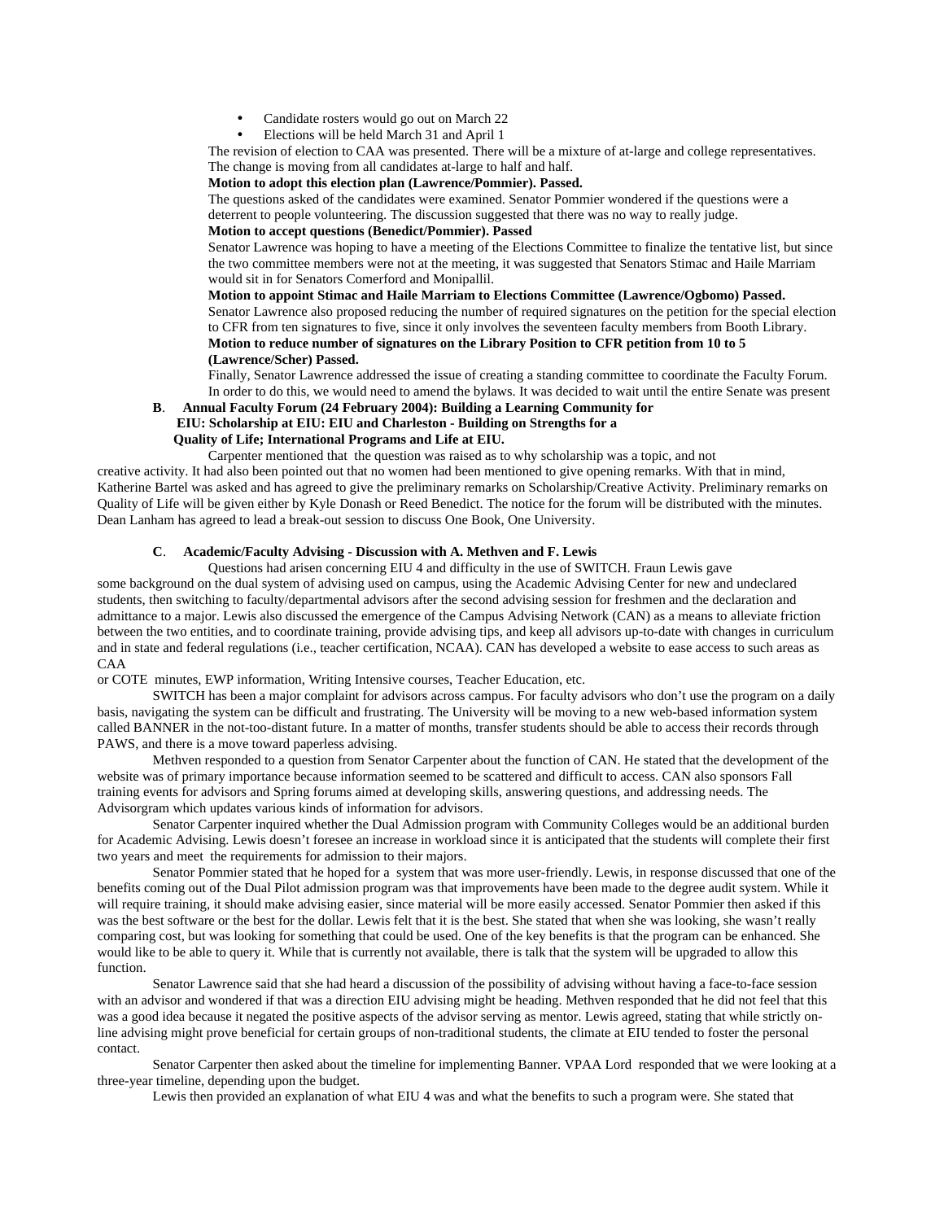- Candidate rosters would go out on March 22
- Elections will be held March 31 and April 1

The revision of election to CAA was presented. There will be a mixture of at-large and college representatives. The change is moving from all candidates at-large to half and half.

**Motion to adopt this election plan (Lawrence/Pommier). Passed.**

The questions asked of the candidates were examined. Senator Pommier wondered if the questions were a deterrent to people volunteering. The discussion suggested that there was no way to really judge.

**Motion to accept questions (Benedict/Pommier). Passed**

Senator Lawrence was hoping to have a meeting of the Elections Committee to finalize the tentative list, but since the two committee members were not at the meeting, it was suggested that Senators Stimac and Haile Marriam would sit in for Senators Comerford and Monipallil.

**Motion to appoint Stimac and Haile Marriam to Elections Committee (Lawrence/Ogbomo) Passed.**

Senator Lawrence also proposed reducing the number of required signatures on the petition for the special election to CFR from ten signatures to five, since it only involves the seventeen faculty members from Booth Library.

**Motion to reduce number of signatures on the Library Position to CFR petition from 10 to 5 (Lawrence/Scher) Passed.**

Finally, Senator Lawrence addressed the issue of creating a standing committee to coordinate the Faculty Forum. In order to do this, we would need to amend the bylaws. It was decided to wait until the entire Senate was present

**B. Annual Faculty Forum (24 February 2004): Building a Learning Community for EIU: Scholarship at EIU: EIU and Charleston - Building on Strengths for a Quality of Life; International Programs and Life at EIU.**

Carpenter mentioned that the question was raised as to why scholarship was a topic, and not creative activity. It had also been pointed out that no women had been mentioned to give opening remarks. With that in mind, Katherine Bartel was asked and has agreed to give the preliminary remarks on Scholarship/Creative Activity. Preliminary remarks on Quality of Life will be given either by Kyle Donash or Reed Benedict. The notice for the forum will be distributed with the minutes. Dean Lanham has agreed to lead a break-out session to discuss One Book, One University.

**C. Academic/Faculty Advising - Discussion with A. Methven and F. Lewis**

Questions had arisen concerning EIU 4 and difficulty in the use of SWITCH. Fraun Lewis gave some background on the dual system of advising used on campus, using the Academic Advising Center for new and undeclared students, then switching to faculty/departmental advisors after the second advising session for freshmen and the declaration and admittance to a major. Lewis also discussed the emergence of the Campus Advising Network (CAN) as a means to alleviate friction between the two entities, and to coordinate training, provide advising tips, and keep all advisors up-to-date with changes in curriculum and in state and federal regulations (i.e., teacher certification, NCAA). CAN has developed a website to ease access to such areas as CAA or COTE minutes, EWP information, Writing Intensive courses, Teacher Education, etc.

SWITCH has been a major complaint for advisors across campus. For faculty advisors who don't use the program on a daily basis, navigating the system can be difficult and frustrating. The University will be moving to a new web-based information system called BANNER in the not-too-distant future. In a matter of months, transfer students should be able to access their records through PAWS, and there is a move toward paperless advising.

Methven responded to a question from Senator Carpenter about the function of CAN. He stated that the development of the website was of primary importance because information seemed to be scattered and difficult to access. CAN also sponsors Fall training events for advisors and Spring forums aimed at developing skills, answering questions, and addressing needs. The Advisorgram which updates various kinds of information for advisors.

Senator Carpenter inquired whether the Dual Admission program with Community Colleges would be an additional burden for Academic Advising. Lewis doesn't foresee an increase in workload since it is anticipated that the students will complete their first two years and meet the requirements for admission to their majors.

Senator Pommier stated that he hoped for a system that was more user-friendly. Lewis, in response discussed that one of the benefits coming out of the Dual Pilot admission program was that improvements have been made to the degree audit system. While it will require training, it should make advising easier, since material will be more easily accessed. Senator Pommier then asked if this was the best software or the best for the dollar. Lewis felt that it is the best. She stated that when she was looking, she wasn't really comparing cost, but was looking for something that could be used. One of the key benefits is that the program can be enhanced. She would like to be able to query it. While that is currently not available, there is talk that the system will be upgraded to allow this function.

Senator Lawrence said that she had heard a discussion of the possibility of advising without having a face-to-face session with an advisor and wondered if that was a direction EIU advising might be heading. Methven responded that he did not feel that this was a good idea because it negated the positive aspects of the advisor serving as mentor. Lewis agreed, stating that while strictly on-line advising might prove beneficial for certain groups of non-traditional students, the climate at EIU tended to foster the personal contact.

Senator Carpenter then asked about the timeline for implementing Banner. VPAA Lord responded that we were looking at a three-year timeline, depending upon the budget.

Lewis then provided an explanation of what EIU 4 was and what the benefits to such a program were. She stated that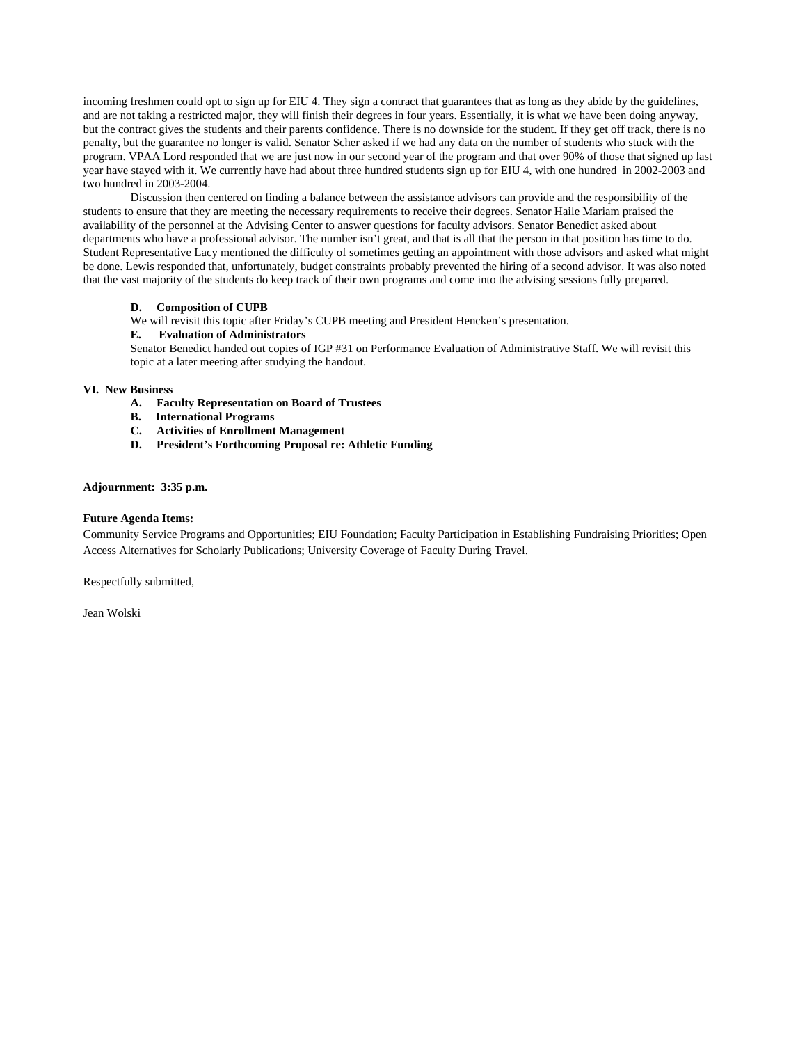incoming freshmen could opt to sign up for EIU 4. They sign a contract that guarantees that as long as they abide by the guidelines, and are not taking a restricted major, they will finish their degrees in four years. Essentially, it is what we have been doing anyway, but the contract gives the students and their parents confidence. There is no downside for the student. If they get off track, there is no penalty, but the guarantee no longer is valid. Senator Scher asked if we had any data on the number of students who stuck with the program. VPAA Lord responded that we are just now in our second year of the program and that over 90% of those that signed up last year have stayed with it. We currently have had about three hundred students sign up for EIU 4, with one hundred in 2002-2003 and two hundred in 2003-2004.

Discussion then centered on finding a balance between the assistance advisors can provide and the responsibility of the students to ensure that they are meeting the necessary requirements to receive their degrees. Senator Haile Mariam praised the availability of the personnel at the Advising Center to answer questions for faculty advisors. Senator Benedict asked about departments who have a professional advisor. The number isn't great, and that is all that the person in that position has time to do. Student Representative Lacy mentioned the difficulty of sometimes getting an appointment with those advisors and asked what might be done. Lewis responded that, unfortunately, budget constraints probably prevented the hiring of a second advisor. It was also noted that the vast majority of the students do keep track of their own programs and come into the advising sessions fully prepared.

**D. Composition of CUPB**

We will revisit this topic after Friday's CUPB meeting and President Hencken's presentation.

**E. Evaluation of Administrators**

Senator Benedict handed out copies of IGP #31 on Performance Evaluation of Administrative Staff. We will revisit this topic at a later meeting after studying the handout.

**VI. New Business**

**A. Faculty Representation on Board of Trustees**

**B. International Programs**

**C. Activities of Enrollment Management**

**D. President's Forthcoming Proposal re: Athletic Funding**

**Adjournment: 3:35 p.m.**

**Future Agenda Items:**

Community Service Programs and Opportunities; EIU Foundation; Faculty Participation in Establishing Fundraising Priorities; Open Access Alternatives for Scholarly Publications; University Coverage of Faculty During Travel.

Respectfully submitted,

Jean Wolski